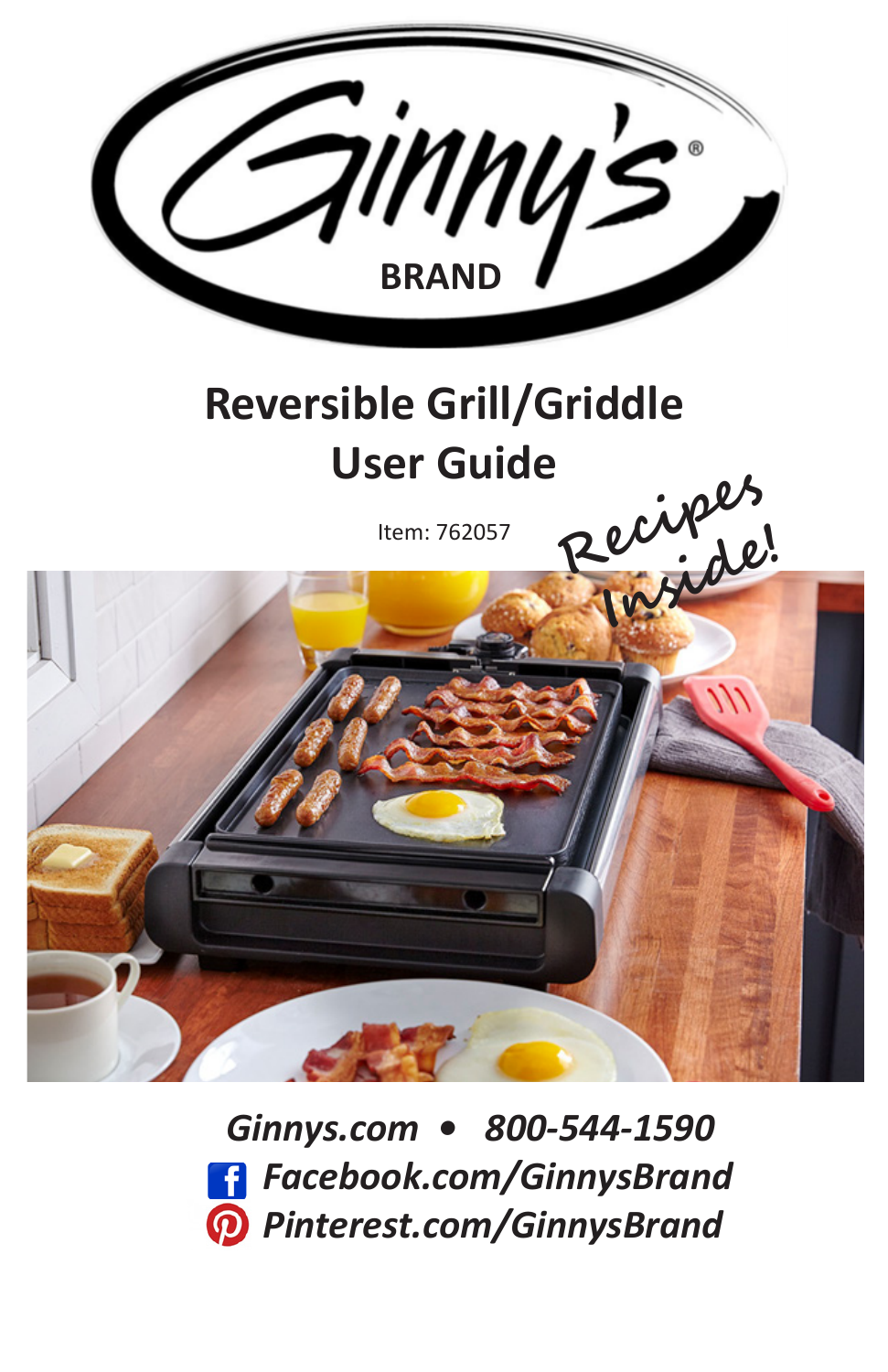Ginny's®

BRAND

# Reversible Grill/Griddle User Guide

Item: 762057

*Recipes Inside!*

***Ginnys.com • 800-544-1590***

***Facebook.com/GinnysBrand***

***Pinterest.com/GinnysBrand***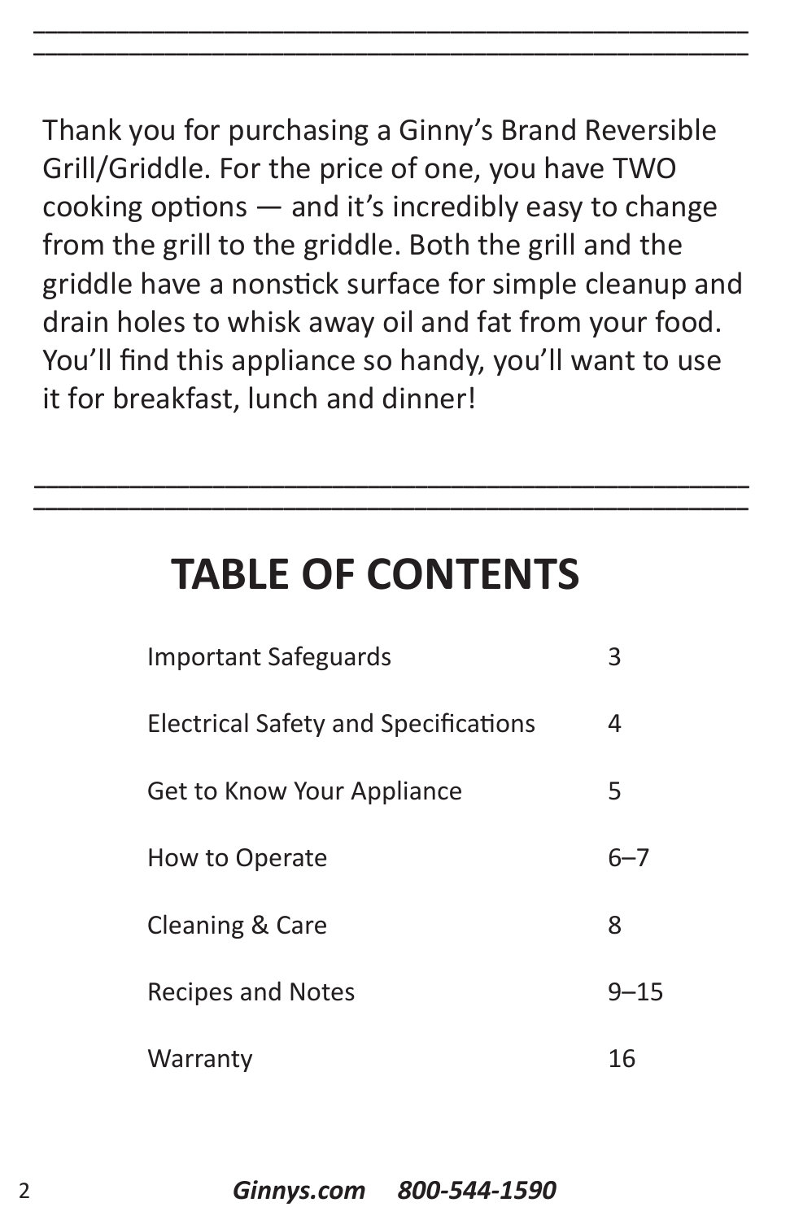Thank you for purchasing a Ginny's Brand Reversible Grill/Griddle. For the price of one, you have TWO cooking options — and it's incredibly easy to change from the grill to the griddle. Both the grill and the griddle have a nonstick surface for simple cleanup and drain holes to whisk away oil and fat from your food. You'll find this appliance so handy, you'll want to use it for breakfast, lunch and dinner!

# TABLE OF CONTENTS

| | |
|---|---|
| Important Safeguards | 3 |
| Electrical Safety and Specifications | 4 |
| Get to Know Your Appliance | 5 |
| How to Operate | 6–7 |
| Cleaning & Care | 8 |
| Recipes and Notes | 9–15 |
| Warranty | 16 |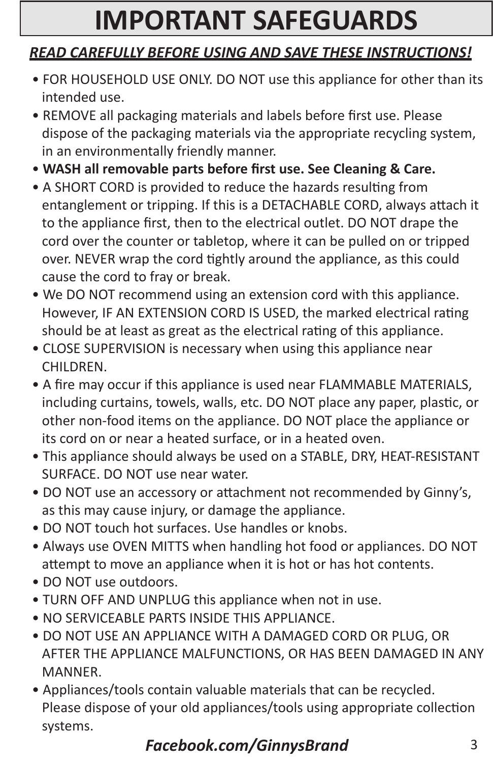# IMPORTANT SAFEGUARDS

***READ CAREFULLY BEFORE USING AND SAVE THESE INSTRUCTIONS!***

- FOR HOUSEHOLD USE ONLY. DO NOT use this appliance for other than its intended use.
- REMOVE all packaging materials and labels before first use. Please dispose of the packaging materials via the appropriate recycling system, in an environmentally friendly manner.
- **WASH all removable parts before first use. See Cleaning & Care.**
- A SHORT CORD is provided to reduce the hazards resulting from entanglement or tripping. If this is a DETACHABLE CORD, always attach it to the appliance first, then to the electrical outlet. DO NOT drape the cord over the counter or tabletop, where it can be pulled on or tripped over. NEVER wrap the cord tightly around the appliance, as this could cause the cord to fray or break.
- We DO NOT recommend using an extension cord with this appliance. However, IF AN EXTENSION CORD IS USED, the marked electrical rating should be at least as great as the electrical rating of this appliance.
- CLOSE SUPERVISION is necessary when using this appliance near CHILDREN.
- A fire may occur if this appliance is used near FLAMMABLE MATERIALS, including curtains, towels, walls, etc. DO NOT place any paper, plastic, or other non-food items on the appliance. DO NOT place the appliance or its cord on or near a heated surface, or in a heated oven.
- This appliance should always be used on a STABLE, DRY, HEAT-RESISTANT SURFACE. DO NOT use near water.
- DO NOT use an accessory or attachment not recommended by Ginny's, as this may cause injury, or damage the appliance.
- DO NOT touch hot surfaces. Use handles or knobs.
- Always use OVEN MITTS when handling hot food or appliances. DO NOT attempt to move an appliance when it is hot or has hot contents.
- DO NOT use outdoors.
- TURN OFF AND UNPLUG this appliance when not in use.
- NO SERVICEABLE PARTS INSIDE THIS APPLIANCE.
- DO NOT USE AN APPLIANCE WITH A DAMAGED CORD OR PLUG, OR AFTER THE APPLIANCE MALFUNCTIONS, OR HAS BEEN DAMAGED IN ANY MANNER.
- Appliances/tools contain valuable materials that can be recycled. Please dispose of your old appliances/tools using appropriate collection systems.

***Facebook.com/GinnysBrand***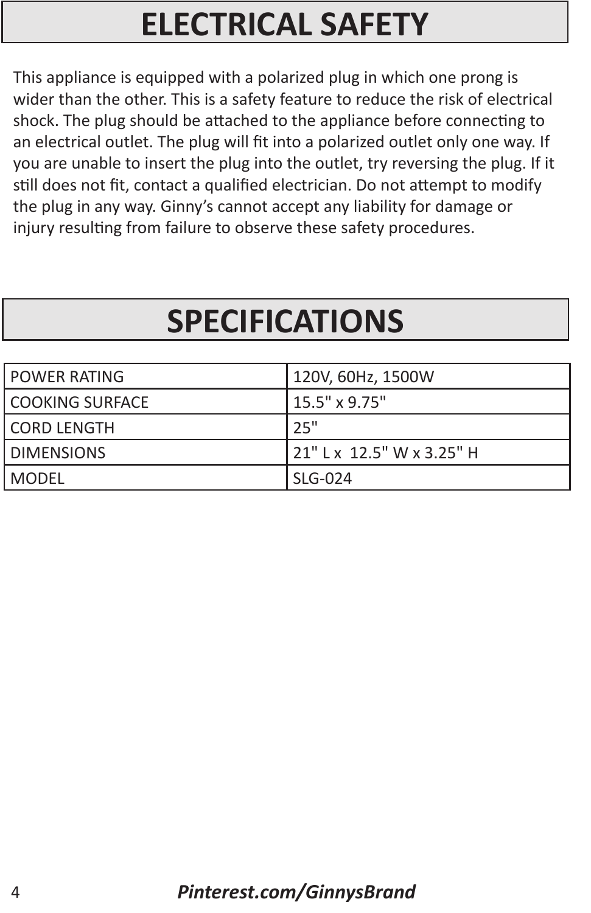# ELECTRICAL SAFETY

This appliance is equipped with a polarized plug in which one prong is wider than the other. This is a safety feature to reduce the risk of electrical shock. The plug should be attached to the appliance before connecting to an electrical outlet. The plug will fit into a polarized outlet only one way. If you are unable to insert the plug into the outlet, try reversing the plug. If it still does not fit, contact a qualified electrician. Do not attempt to modify the plug in any way. Ginny's cannot accept any liability for damage or injury resulting from failure to observe these safety procedures.

# SPECIFICATIONS

| | |
|---|---|
| POWER RATING | 120V, 60Hz, 1500W |
| COOKING SURFACE | 15.5" x 9.75" |
| CORD LENGTH | 25" |
| DIMENSIONS | 21" L x 12.5" W x 3.25" H |
| MODEL | SLG-024 |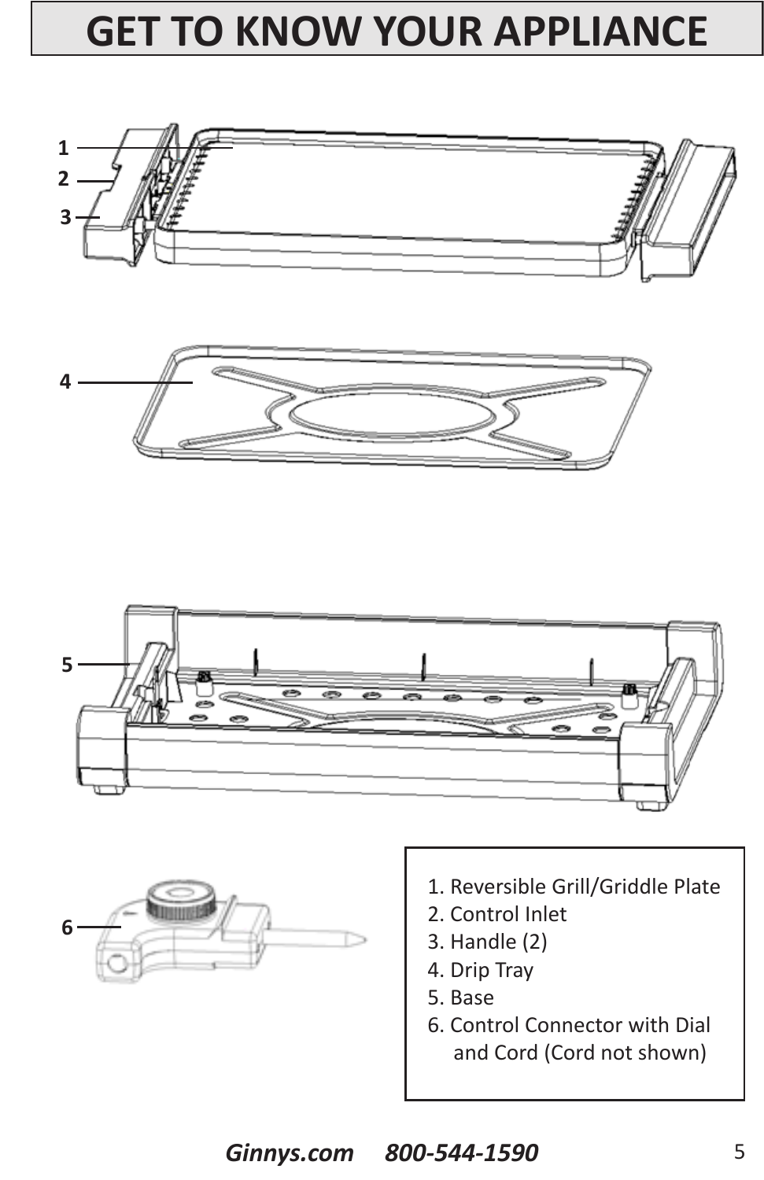# GET TO KNOW YOUR APPLIANCE

1. Reversible Grill/Griddle Plate
2. Control Inlet
3. Handle (2)
4. Drip Tray
5. Base
6. Control Connector with Dial and Cord (Cord not shown)

***Ginnys.com 800-544-1590***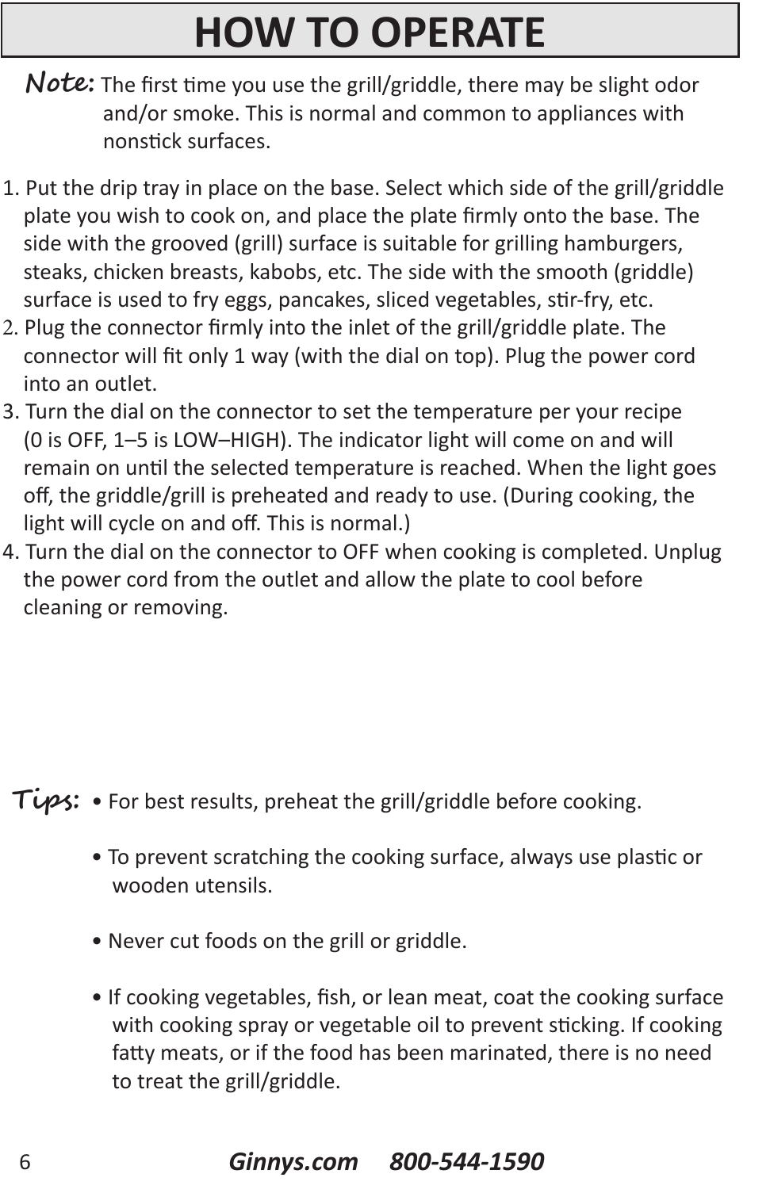# HOW TO OPERATE

**Note:** The first time you use the grill/griddle, there may be slight odor and/or smoke. This is normal and common to appliances with nonstick surfaces.

1. Put the drip tray in place on the base. Select which side of the grill/griddle plate you wish to cook on, and place the plate firmly onto the base. The side with the grooved (grill) surface is suitable for grilling hamburgers, steaks, chicken breasts, kabobs, etc. The side with the smooth (griddle) surface is used to fry eggs, pancakes, sliced vegetables, stir-fry, etc.
2. Plug the connector firmly into the inlet of the grill/griddle plate. The connector will fit only 1 way (with the dial on top). Plug the power cord into an outlet.
3. Turn the dial on the connector to set the temperature per your recipe (0 is OFF, 1–5 is LOW–HIGH). The indicator light will come on and will remain on until the selected temperature is reached. When the light goes off, the griddle/grill is preheated and ready to use. (During cooking, the light will cycle on and off. This is normal.)
4. Turn the dial on the connector to OFF when cooking is completed. Unplug the power cord from the outlet and allow the plate to cool before cleaning or removing.

**Tips:**

- For best results, preheat the grill/griddle before cooking.
- To prevent scratching the cooking surface, always use plastic or wooden utensils.
- Never cut foods on the grill or griddle.
- If cooking vegetables, fish, or lean meat, coat the cooking surface with cooking spray or vegetable oil to prevent sticking. If cooking fatty meats, or if the food has been marinated, there is no need to treat the grill/griddle.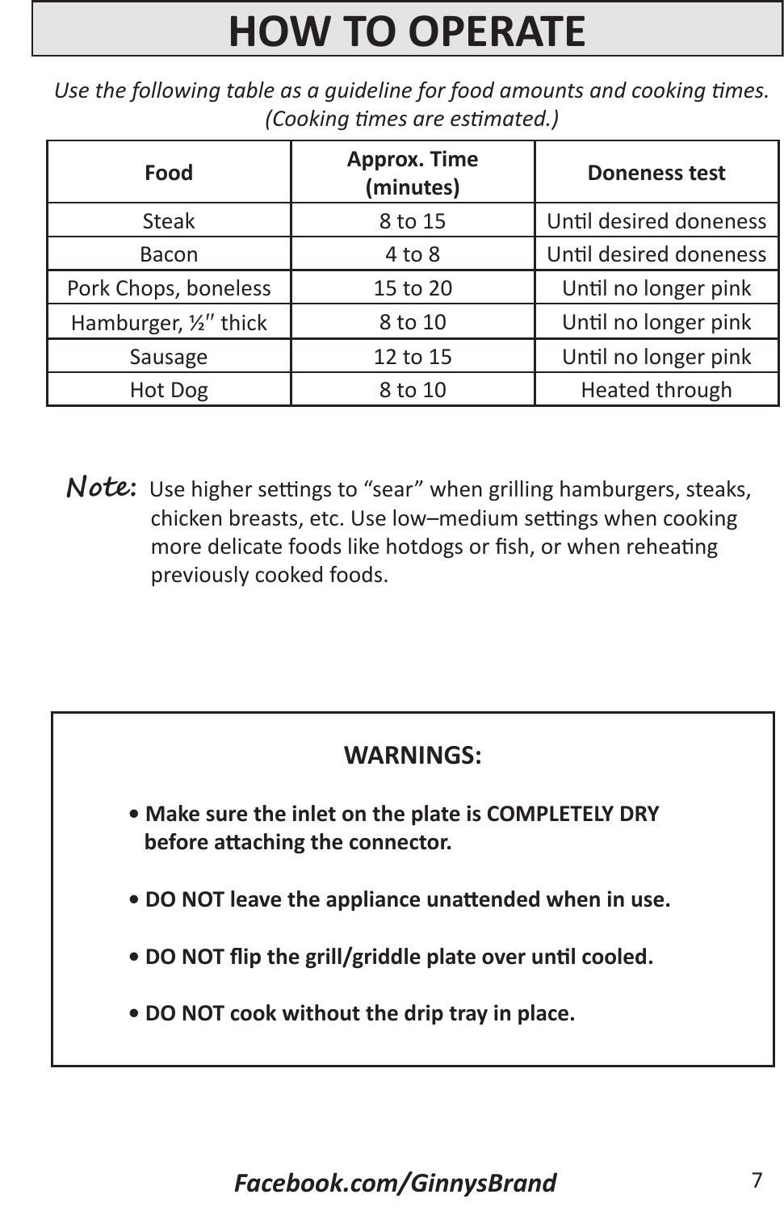# HOW TO OPERATE

*Use the following table as a guideline for food amounts and cooking times. (Cooking times are estimated.)*

| Food | Approx. Time (minutes) | Doneness test |
|---|---|---|
| Steak | 8 to 15 | Until desired doneness |
| Bacon | 4 to 8 | Until desired doneness |
| Pork Chops, boneless | 15 to 20 | Until no longer pink |
| Hamburger, ½″ thick | 8 to 10 | Until no longer pink |
| Sausage | 12 to 15 | Until no longer pink |
| Hot Dog | 8 to 10 | Heated through |

***Note:*** Use higher settings to "sear" when grilling hamburgers, steaks, chicken breasts, etc. Use low–medium settings when cooking more delicate foods like hotdogs or fish, or when reheating previously cooked foods.

**WARNINGS:**

- **Make sure the inlet on the plate is COMPLETELY DRY before attaching the connector.**
- **DO NOT leave the appliance unattended when in use.**
- **DO NOT flip the grill/griddle plate over until cooled.**
- **DO NOT cook without the drip tray in place.**

***Facebook.com/GinnysBrand***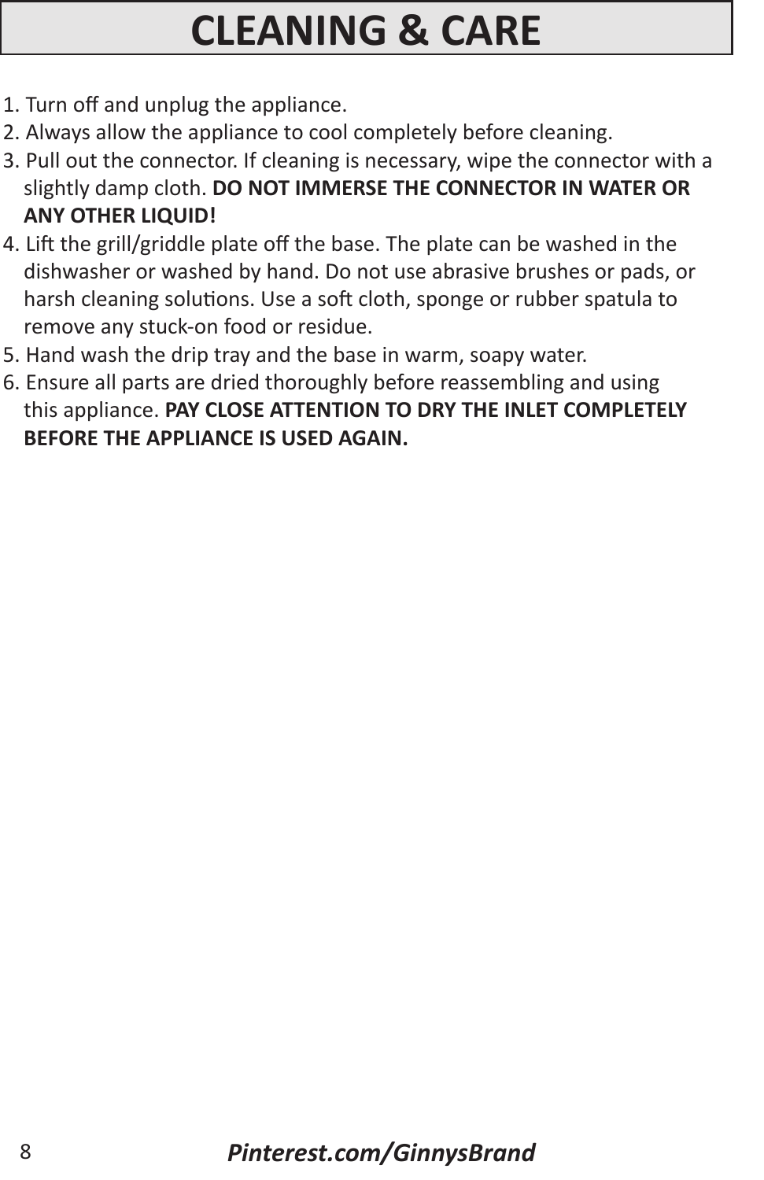# CLEANING & CARE

1. Turn off and unplug the appliance.
2. Always allow the appliance to cool completely before cleaning.
3. Pull out the connector. If cleaning is necessary, wipe the connector with a slightly damp cloth. **DO NOT IMMERSE THE CONNECTOR IN WATER OR ANY OTHER LIQUID!**
4. Lift the grill/griddle plate off the base. The plate can be washed in the dishwasher or washed by hand. Do not use abrasive brushes or pads, or harsh cleaning solutions. Use a soft cloth, sponge or rubber spatula to remove any stuck-on food or residue.
5. Hand wash the drip tray and the base in warm, soapy water.
6. Ensure all parts are dried thoroughly before reassembling and using this appliance. **PAY CLOSE ATTENTION TO DRY THE INLET COMPLETELY BEFORE THE APPLIANCE IS USED AGAIN.**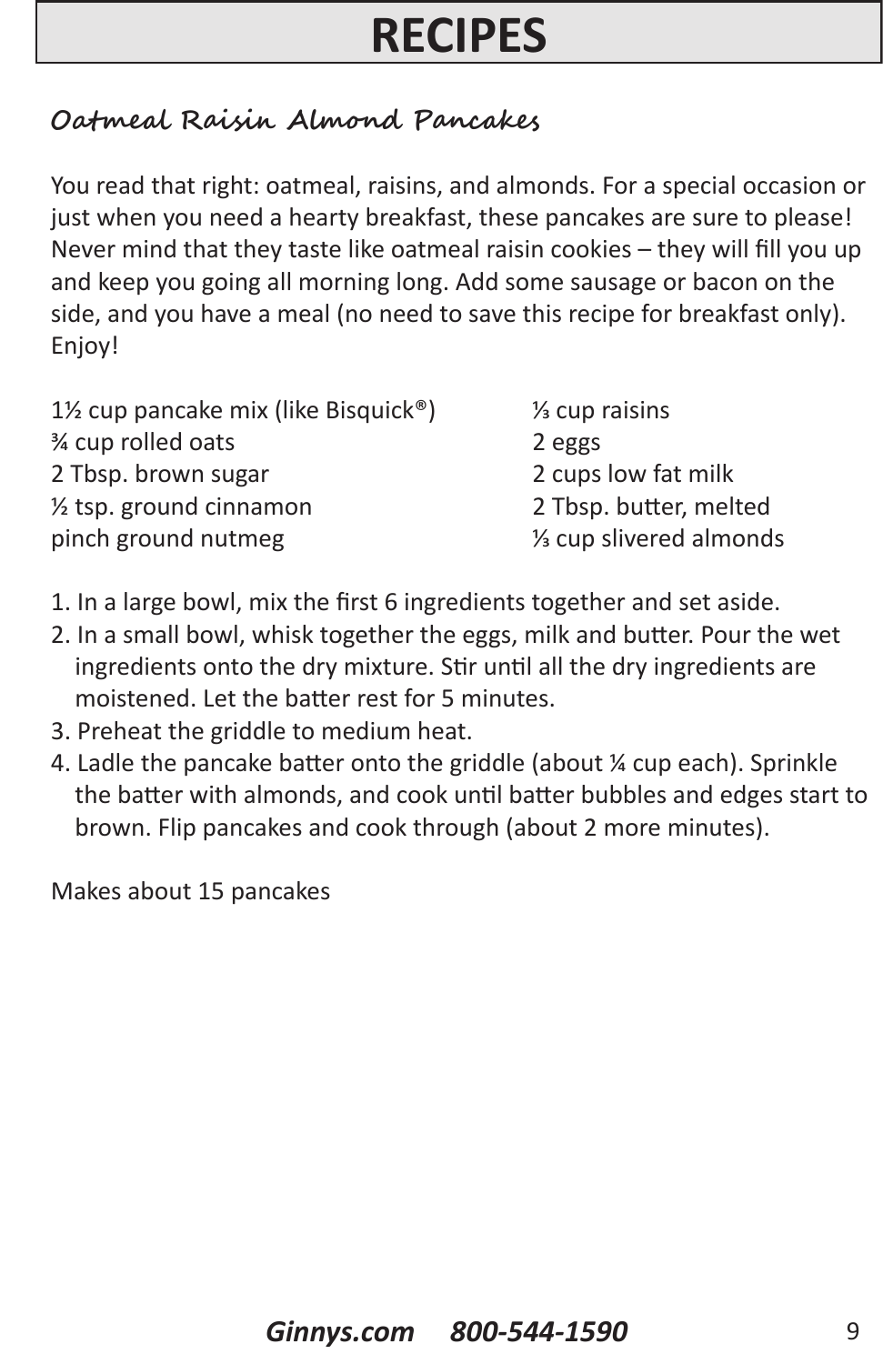# RECIPES

## Oatmeal Raisin Almond Pancakes

You read that right: oatmeal, raisins, and almonds. For a special occasion or just when you need a hearty breakfast, these pancakes are sure to please! Never mind that they taste like oatmeal raisin cookies – they will fill you up and keep you going all morning long. Add some sausage or bacon on the side, and you have a meal (no need to save this recipe for breakfast only). Enjoy!

1½ cup pancake mix (like Bisquick®)
¾ cup rolled oats
2 Tbsp. brown sugar
½ tsp. ground cinnamon
pinch ground nutmeg
⅓ cup raisins
2 eggs
2 cups low fat milk
2 Tbsp. butter, melted
⅓ cup slivered almonds

1. In a large bowl, mix the first 6 ingredients together and set aside.
2. In a small bowl, whisk together the eggs, milk and butter. Pour the wet ingredients onto the dry mixture. Stir until all the dry ingredients are moistened. Let the batter rest for 5 minutes.
3. Preheat the griddle to medium heat.
4. Ladle the pancake batter onto the griddle (about ¼ cup each). Sprinkle the batter with almonds, and cook until batter bubbles and edges start to brown. Flip pancakes and cook through (about 2 more minutes).

Makes about 15 pancakes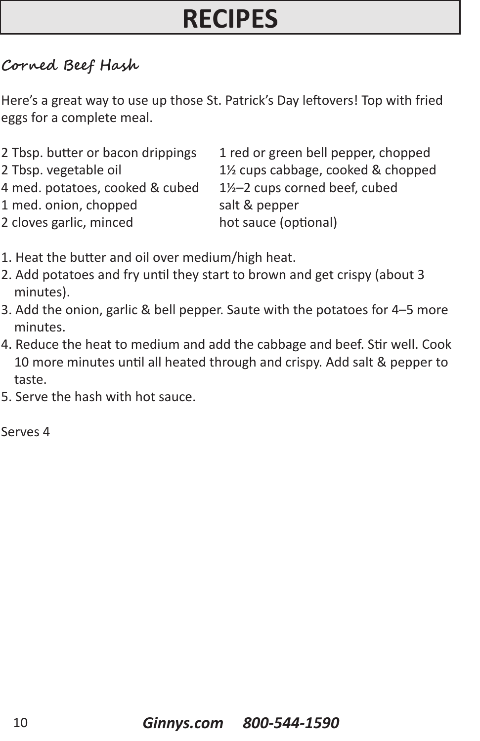# RECIPES

### *Corned Beef Hash*

Here's a great way to use up those St. Patrick's Day leftovers! Top with fried eggs for a complete meal.

2 Tbsp. butter or bacon drippings
2 Tbsp. vegetable oil
4 med. potatoes, cooked & cubed
1 med. onion, chopped
2 cloves garlic, minced
1 red or green bell pepper, chopped
1½ cups cabbage, cooked & chopped
1½–2 cups corned beef, cubed
salt & pepper
hot sauce (optional)

1. Heat the butter and oil over medium/high heat.
2. Add potatoes and fry until they start to brown and get crispy (about 3 minutes).
3. Add the onion, garlic & bell pepper. Saute with the potatoes for 4–5 more minutes.
4. Reduce the heat to medium and add the cabbage and beef. Stir well. Cook 10 more minutes until all heated through and crispy. Add salt & pepper to taste.
5. Serve the hash with hot sauce.

Serves 4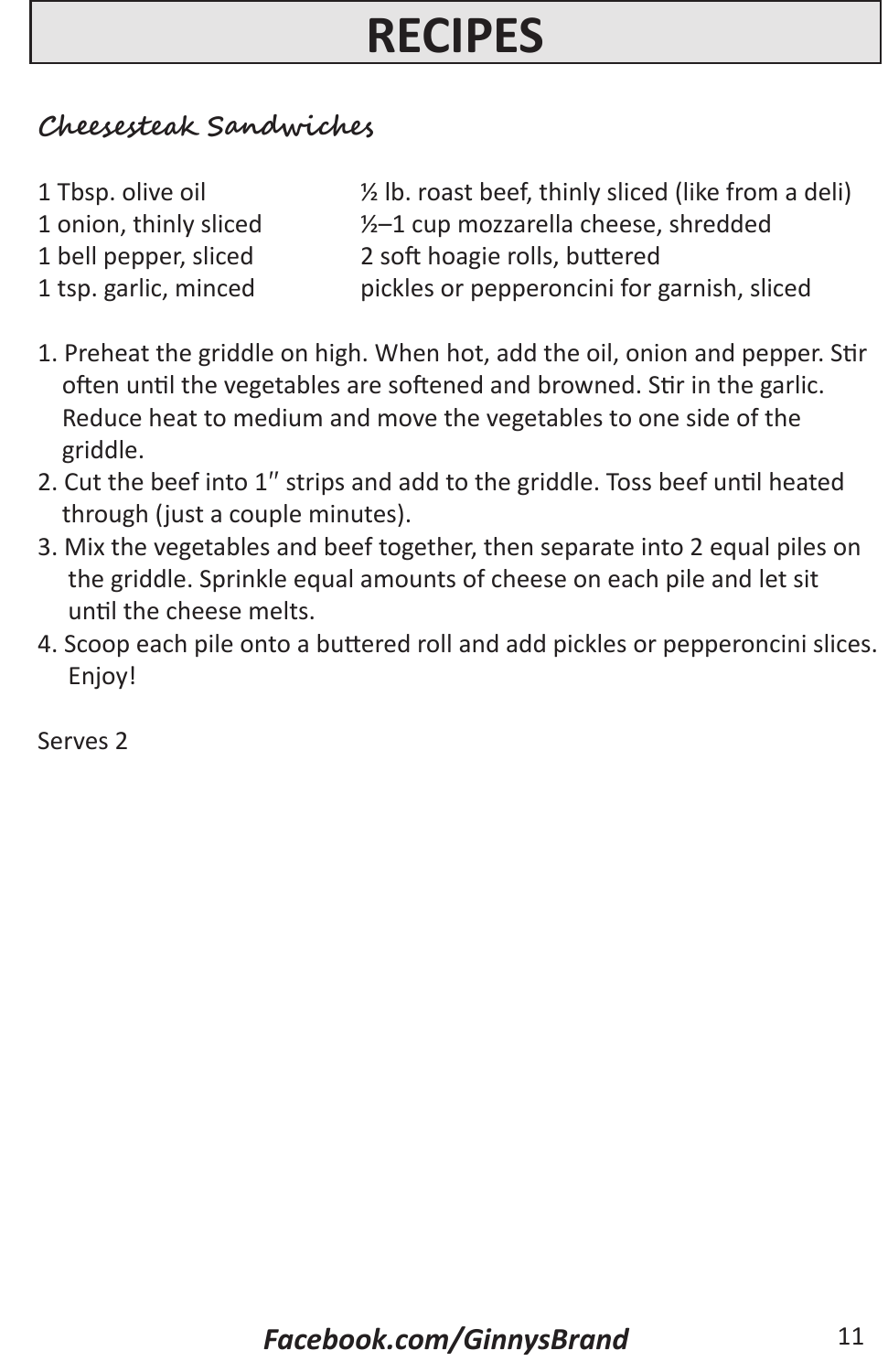# RECIPES

## Cheesesteak Sandwiches

- 1 Tbsp. olive oil
- 1 onion, thinly sliced
- 1 bell pepper, sliced
- 1 tsp. garlic, minced
- ½ lb. roast beef, thinly sliced (like from a deli)
- ½–1 cup mozzarella cheese, shredded
- 2 soft hoagie rolls, buttered
- pickles or pepperoncini for garnish, sliced

1. Preheat the griddle on high. When hot, add the oil, onion and pepper. Stir often until the vegetables are softened and browned. Stir in the garlic. Reduce heat to medium and move the vegetables to one side of the griddle.
2. Cut the beef into 1″ strips and add to the griddle. Toss beef until heated through (just a couple minutes).
3. Mix the vegetables and beef together, then separate into 2 equal piles on the griddle. Sprinkle equal amounts of cheese on each pile and let sit until the cheese melts.
4. Scoop each pile onto a buttered roll and add pickles or pepperoncini slices. Enjoy!

Serves 2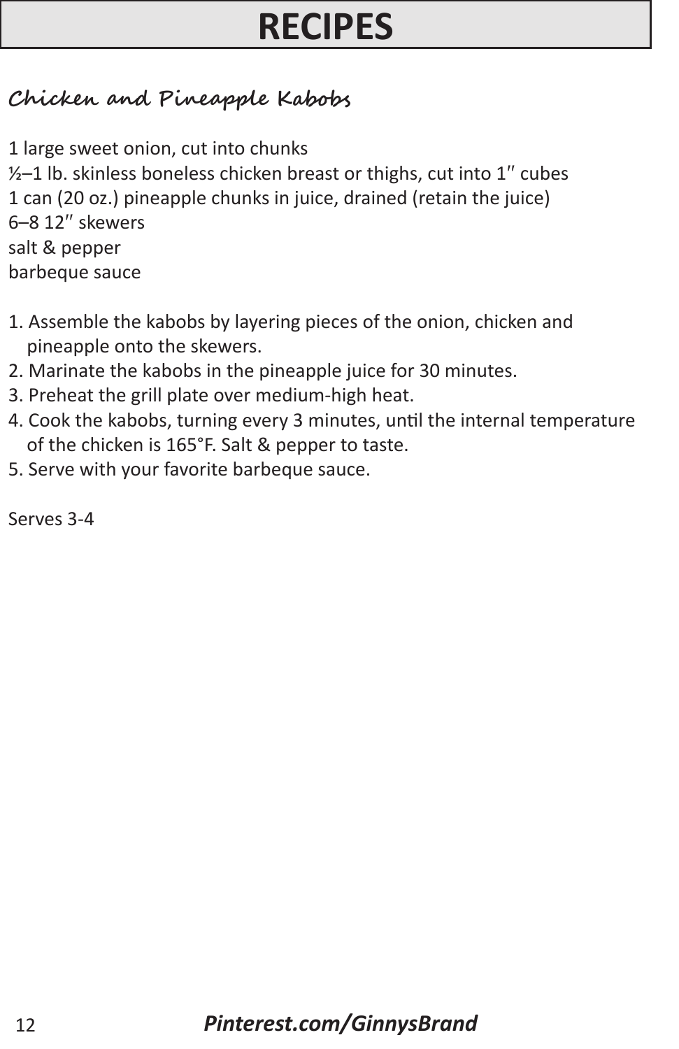# RECIPES

## Chicken and Pineapple Kabobs

1 large sweet onion, cut into chunks
½–1 lb. skinless boneless chicken breast or thighs, cut into 1″ cubes
1 can (20 oz.) pineapple chunks in juice, drained (retain the juice)
6–8 12″ skewers
salt & pepper
barbeque sauce

1. Assemble the kabobs by layering pieces of the onion, chicken and pineapple onto the skewers.
2. Marinate the kabobs in the pineapple juice for 30 minutes.
3. Preheat the grill plate over medium-high heat.
4. Cook the kabobs, turning every 3 minutes, until the internal temperature of the chicken is 165°F. Salt & pepper to taste.
5. Serve with your favorite barbeque sauce.

Serves 3-4

***Pinterest.com/GinnysBrand***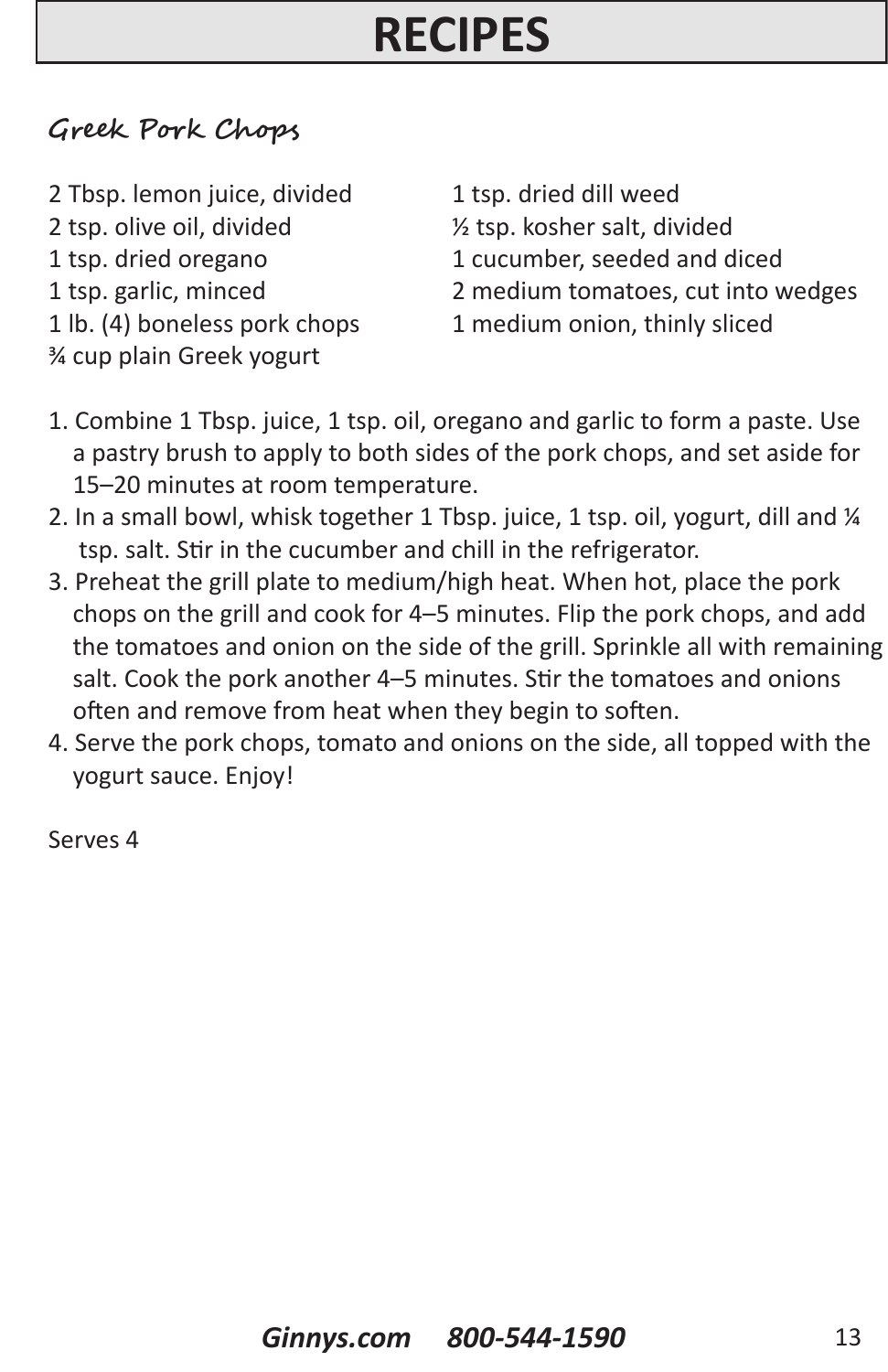# RECIPES

## Greek Pork Chops

- 2 Tbsp. lemon juice, divided
- 2 tsp. olive oil, divided
- 1 tsp. dried oregano
- 1 tsp. garlic, minced
- 1 lb. (4) boneless pork chops
- ¾ cup plain Greek yogurt
- 1 tsp. dried dill weed
- ½ tsp. kosher salt, divided
- 1 cucumber, seeded and diced
- 2 medium tomatoes, cut into wedges
- 1 medium onion, thinly sliced

1. Combine 1 Tbsp. juice, 1 tsp. oil, oregano and garlic to form a paste. Use a pastry brush to apply to both sides of the pork chops, and set aside for 15–20 minutes at room temperature.
2. In a small bowl, whisk together 1 Tbsp. juice, 1 tsp. oil, yogurt, dill and ¼ tsp. salt. Stir in the cucumber and chill in the refrigerator.
3. Preheat the grill plate to medium/high heat. When hot, place the pork chops on the grill and cook for 4–5 minutes. Flip the pork chops, and add the tomatoes and onion on the side of the grill. Sprinkle all with remaining salt. Cook the pork another 4–5 minutes. Stir the tomatoes and onions often and remove from heat when they begin to soften.
4. Serve the pork chops, tomato and onions on the side, all topped with the yogurt sauce. Enjoy!

Serves 4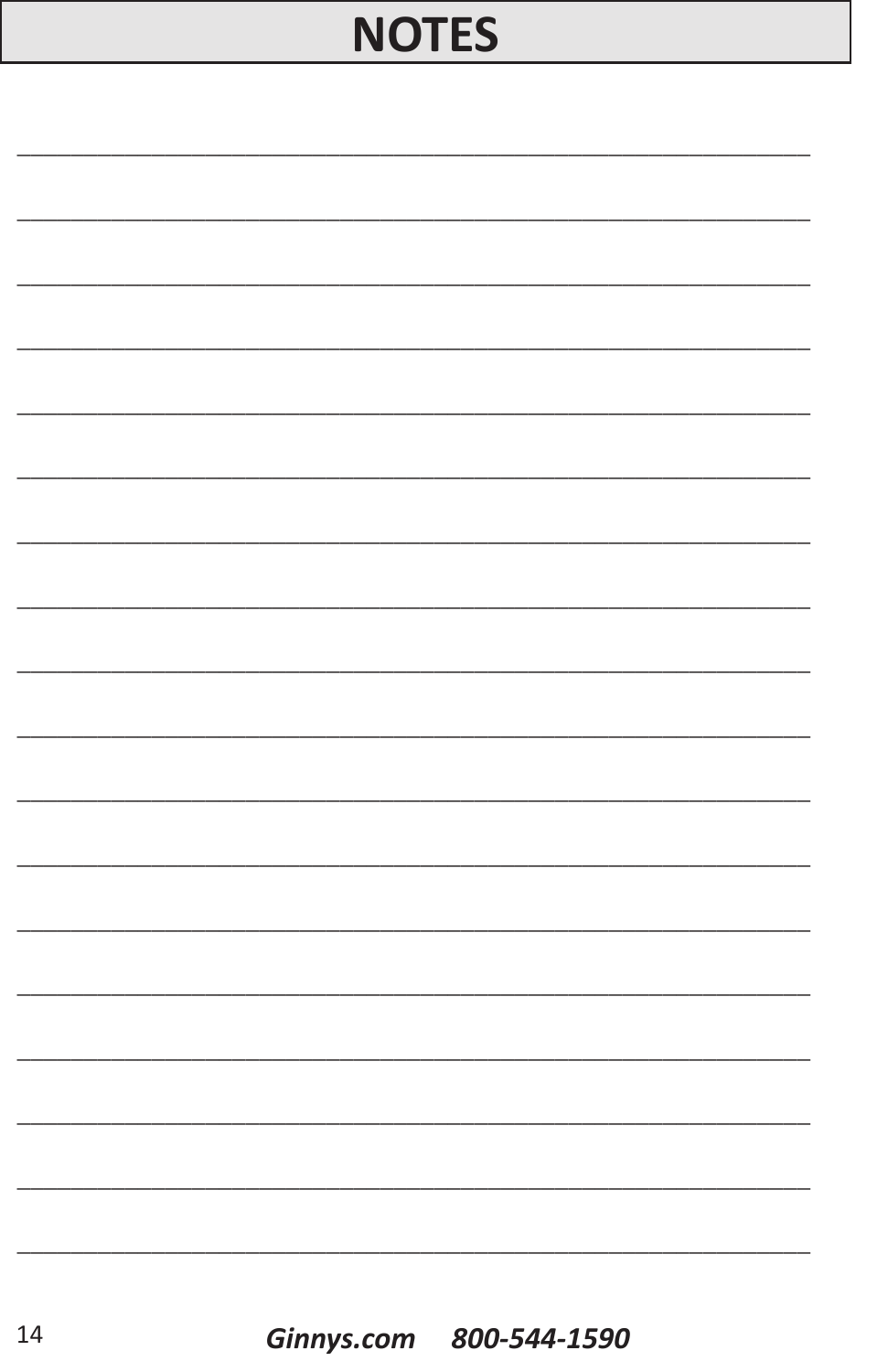# NOTES

_____________________________________________________________

_____________________________________________________________

_____________________________________________________________

_____________________________________________________________

_____________________________________________________________

_____________________________________________________________

_____________________________________________________________

_____________________________________________________________

_____________________________________________________________

_____________________________________________________________

_____________________________________________________________

_____________________________________________________________

_____________________________________________________________

_____________________________________________________________

_____________________________________________________________

_____________________________________________________________

_____________________________________________________________

_____________________________________________________________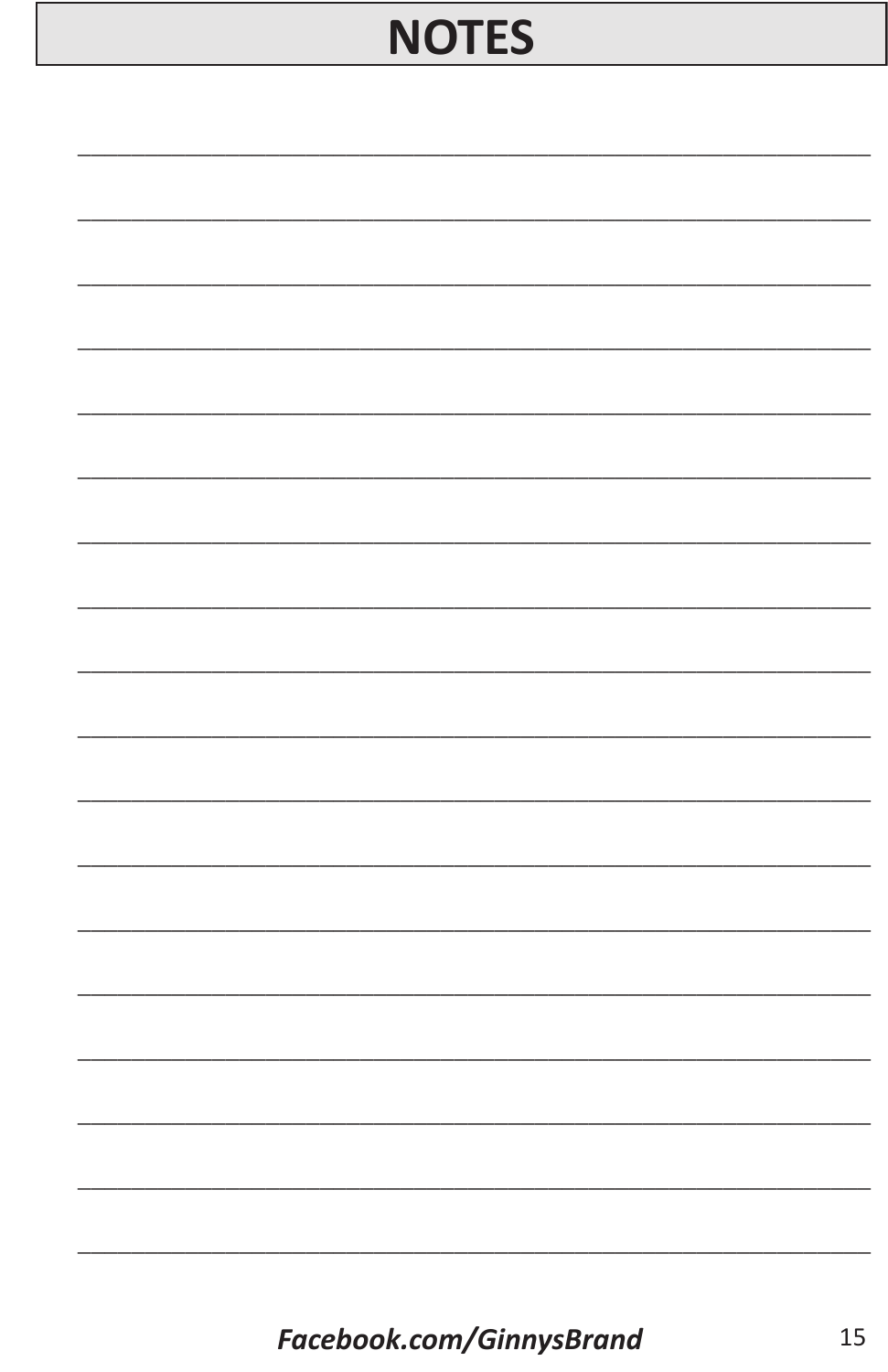# NOTES

*Facebook.com/GinnysBrand*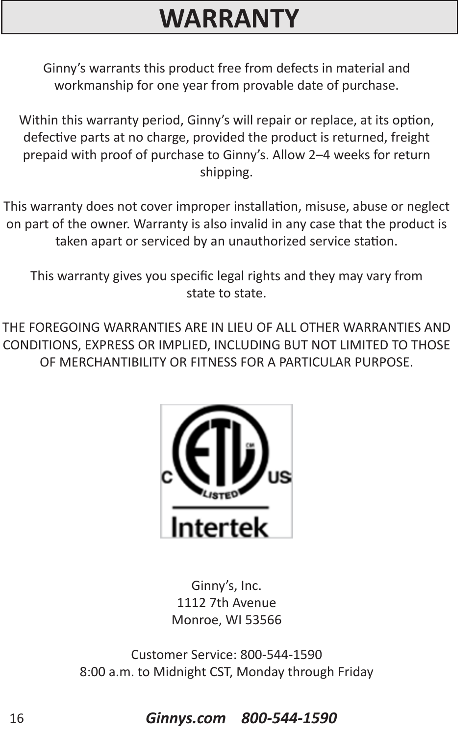# WARRANTY

Ginny's warrants this product free from defects in material and workmanship for one year from provable date of purchase.

Within this warranty period, Ginny's will repair or replace, at its option, defective parts at no charge, provided the product is returned, freight prepaid with proof of purchase to Ginny's. Allow 2–4 weeks for return shipping.

This warranty does not cover improper installation, misuse, abuse or neglect on part of the owner. Warranty is also invalid in any case that the product is taken apart or serviced by an unauthorized service station.

This warranty gives you specific legal rights and they may vary from state to state.

THE FOREGOING WARRANTIES ARE IN LIEU OF ALL OTHER WARRANTIES AND CONDITIONS, EXPRESS OR IMPLIED, INCLUDING BUT NOT LIMITED TO THOSE OF MERCHANTIBILITY OR FITNESS FOR A PARTICULAR PURPOSE.

C ETL US LISTED
Intertek

Ginny's, Inc.
1112 7th Avenue
Monroe, WI 53566

Customer Service: 800-544-1590
8:00 a.m. to Midnight CST, Monday through Friday

***Ginnys.com 800-544-1590***